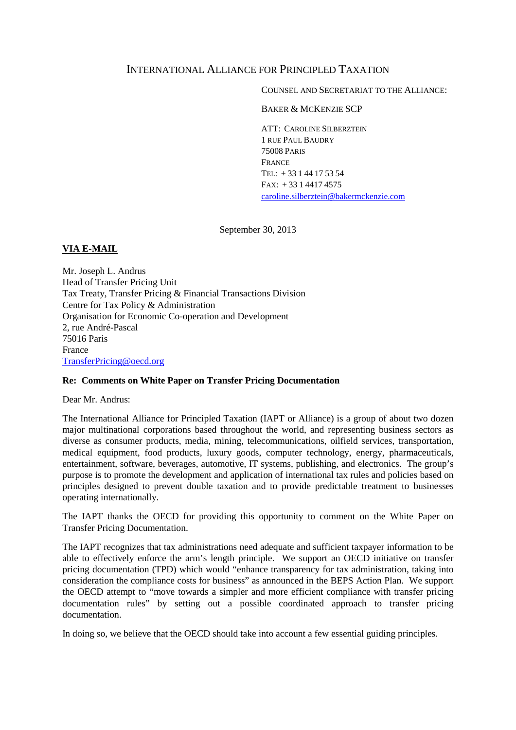# INTERNATIONAL ALLIANCE FOR PRINCIPLED TAXATION

COUNSEL AND SECRETARIAT TO THE ALLIANCE:

BAKER & MCKENZIE SCP

ATT: CAROLINE SILBERZTEIN
1 RUE PAUL BAUDRY
75008 PARIS
FRANCE
TEL: + 33 1 44 17 53 54
FAX: + 33 1 4417 4575
caroline.silberztein@bakermckenzie.com

September 30, 2013

**VIA E-MAIL**

Mr. Joseph L. Andrus
Head of Transfer Pricing Unit
Tax Treaty, Transfer Pricing & Financial Transactions Division
Centre for Tax Policy & Administration
Organisation for Economic Co-operation and Development
2, rue André-Pascal
75016 Paris
France
TransferPricing@oecd.org

**Re: Comments on White Paper on Transfer Pricing Documentation**

Dear Mr. Andrus:

The International Alliance for Principled Taxation (IAPT or Alliance) is a group of about two dozen major multinational corporations based throughout the world, and representing business sectors as diverse as consumer products, media, mining, telecommunications, oilfield services, transportation, medical equipment, food products, luxury goods, computer technology, energy, pharmaceuticals, entertainment, software, beverages, automotive, IT systems, publishing, and electronics. The group's purpose is to promote the development and application of international tax rules and policies based on principles designed to prevent double taxation and to provide predictable treatment to businesses operating internationally.

The IAPT thanks the OECD for providing this opportunity to comment on the White Paper on Transfer Pricing Documentation.

The IAPT recognizes that tax administrations need adequate and sufficient taxpayer information to be able to effectively enforce the arm's length principle. We support an OECD initiative on transfer pricing documentation (TPD) which would "enhance transparency for tax administration, taking into consideration the compliance costs for business" as announced in the BEPS Action Plan. We support the OECD attempt to "move towards a simpler and more efficient compliance with transfer pricing documentation rules" by setting out a possible coordinated approach to transfer pricing documentation.

In doing so, we believe that the OECD should take into account a few essential guiding principles.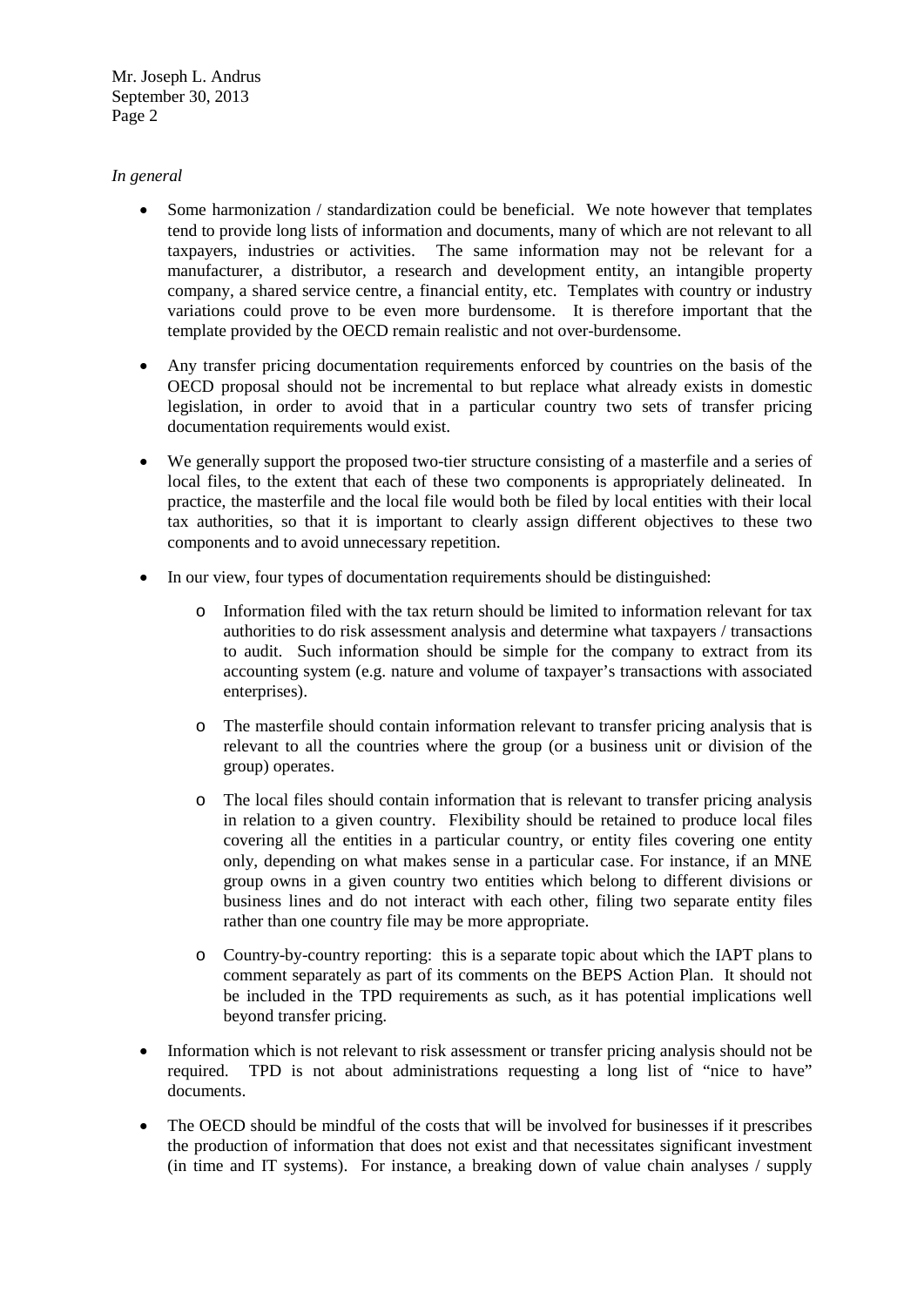*In general*

- Some harmonization / standardization could be beneficial. We note however that templates tend to provide long lists of information and documents, many of which are not relevant to all taxpayers, industries or activities. The same information may not be relevant for a manufacturer, a distributor, a research and development entity, an intangible property company, a shared service centre, a financial entity, etc. Templates with country or industry variations could prove to be even more burdensome. It is therefore important that the template provided by the OECD remain realistic and not over-burdensome.

- Any transfer pricing documentation requirements enforced by countries on the basis of the OECD proposal should not be incremental to but replace what already exists in domestic legislation, in order to avoid that in a particular country two sets of transfer pricing documentation requirements would exist.

- We generally support the proposed two-tier structure consisting of a masterfile and a series of local files, to the extent that each of these two components is appropriately delineated. In practice, the masterfile and the local file would both be filed by local entities with their local tax authorities, so that it is important to clearly assign different objectives to these two components and to avoid unnecessary repetition.

- In our view, four types of documentation requirements should be distinguished:
  - Information filed with the tax return should be limited to information relevant for tax authorities to do risk assessment analysis and determine what taxpayers / transactions to audit. Such information should be simple for the company to extract from its accounting system (e.g. nature and volume of taxpayer's transactions with associated enterprises).
  - The masterfile should contain information relevant to transfer pricing analysis that is relevant to all the countries where the group (or a business unit or division of the group) operates.
  - The local files should contain information that is relevant to transfer pricing analysis in relation to a given country. Flexibility should be retained to produce local files covering all the entities in a particular country, or entity files covering one entity only, depending on what makes sense in a particular case. For instance, if an MNE group owns in a given country two entities which belong to different divisions or business lines and do not interact with each other, filing two separate entity files rather than one country file may be more appropriate.
  - Country-by-country reporting: this is a separate topic about which the IAPT plans to comment separately as part of its comments on the BEPS Action Plan. It should not be included in the TPD requirements as such, as it has potential implications well beyond transfer pricing.

- Information which is not relevant to risk assessment or transfer pricing analysis should not be required. TPD is not about administrations requesting a long list of "nice to have" documents.

- The OECD should be mindful of the costs that will be involved for businesses if it prescribes the production of information that does not exist and that necessitates significant investment (in time and IT systems). For instance, a breaking down of value chain analyses / supply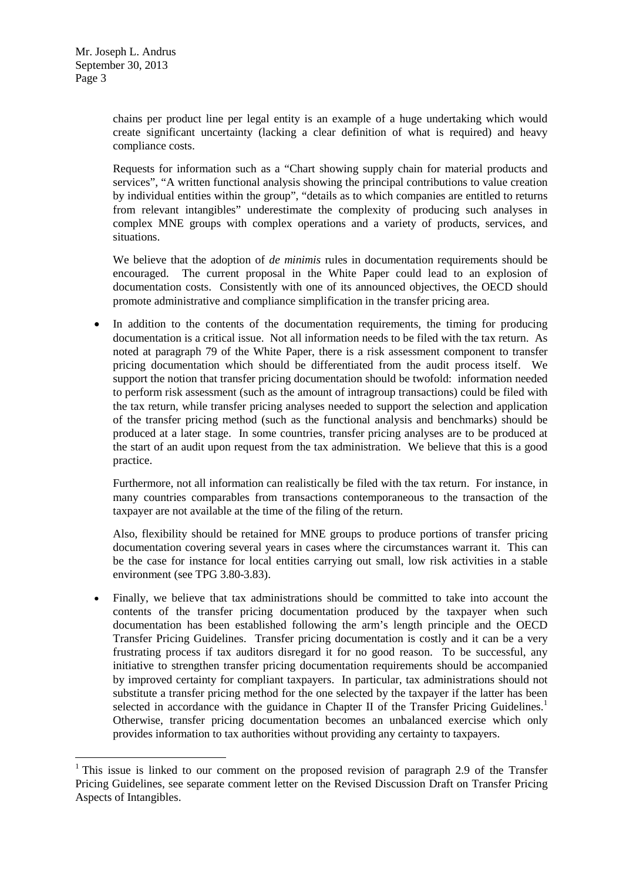chains per product line per legal entity is an example of a huge undertaking which would create significant uncertainty (lacking a clear definition of what is required) and heavy compliance costs.

Requests for information such as a "Chart showing supply chain for material products and services", "A written functional analysis showing the principal contributions to value creation by individual entities within the group", "details as to which companies are entitled to returns from relevant intangibles" underestimate the complexity of producing such analyses in complex MNE groups with complex operations and a variety of products, services, and situations.

We believe that the adoption of *de minimis* rules in documentation requirements should be encouraged. The current proposal in the White Paper could lead to an explosion of documentation costs. Consistently with one of its announced objectives, the OECD should promote administrative and compliance simplification in the transfer pricing area.

- In addition to the contents of the documentation requirements, the timing for producing documentation is a critical issue. Not all information needs to be filed with the tax return. As noted at paragraph 79 of the White Paper, there is a risk assessment component to transfer pricing documentation which should be differentiated from the audit process itself. We support the notion that transfer pricing documentation should be twofold: information needed to perform risk assessment (such as the amount of intragroup transactions) could be filed with the tax return, while transfer pricing analyses needed to support the selection and application of the transfer pricing method (such as the functional analysis and benchmarks) should be produced at a later stage. In some countries, transfer pricing analyses are to be produced at the start of an audit upon request from the tax administration. We believe that this is a good practice.

  Furthermore, not all information can realistically be filed with the tax return. For instance, in many countries comparables from transactions contemporaneous to the transaction of the taxpayer are not available at the time of the filing of the return.

  Also, flexibility should be retained for MNE groups to produce portions of transfer pricing documentation covering several years in cases where the circumstances warrant it. This can be the case for instance for local entities carrying out small, low risk activities in a stable environment (see TPG 3.80-3.83).

- Finally, we believe that tax administrations should be committed to take into account the contents of the transfer pricing documentation produced by the taxpayer when such documentation has been established following the arm's length principle and the OECD Transfer Pricing Guidelines. Transfer pricing documentation is costly and it can be a very frustrating process if tax auditors disregard it for no good reason. To be successful, any initiative to strengthen transfer pricing documentation requirements should be accompanied by improved certainty for compliant taxpayers. In particular, tax administrations should not substitute a transfer pricing method for the one selected by the taxpayer if the latter has been selected in accordance with the guidance in Chapter II of the Transfer Pricing Guidelines.[1] Otherwise, transfer pricing documentation becomes an unbalanced exercise which only provides information to tax authorities without providing any certainty to taxpayers.

---

[1] This issue is linked to our comment on the proposed revision of paragraph 2.9 of the Transfer Pricing Guidelines, see separate comment letter on the Revised Discussion Draft on Transfer Pricing Aspects of Intangibles.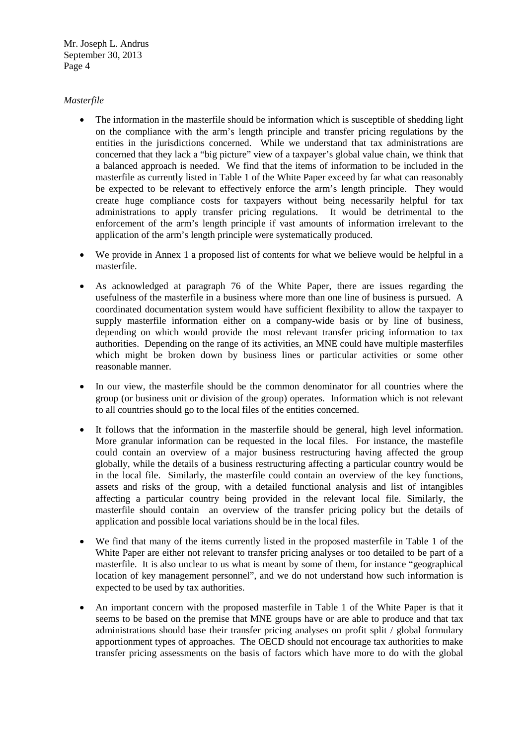*Masterfile*

- The information in the masterfile should be information which is susceptible of shedding light on the compliance with the arm's length principle and transfer pricing regulations by the entities in the jurisdictions concerned. While we understand that tax administrations are concerned that they lack a "big picture" view of a taxpayer's global value chain, we think that a balanced approach is needed. We find that the items of information to be included in the masterfile as currently listed in Table 1 of the White Paper exceed by far what can reasonably be expected to be relevant to effectively enforce the arm's length principle. They would create huge compliance costs for taxpayers without being necessarily helpful for tax administrations to apply transfer pricing regulations. It would be detrimental to the enforcement of the arm's length principle if vast amounts of information irrelevant to the application of the arm's length principle were systematically produced.

- We provide in Annex 1 a proposed list of contents for what we believe would be helpful in a masterfile.

- As acknowledged at paragraph 76 of the White Paper, there are issues regarding the usefulness of the masterfile in a business where more than one line of business is pursued. A coordinated documentation system would have sufficient flexibility to allow the taxpayer to supply masterfile information either on a company-wide basis or by line of business, depending on which would provide the most relevant transfer pricing information to tax authorities. Depending on the range of its activities, an MNE could have multiple masterfiles which might be broken down by business lines or particular activities or some other reasonable manner.

- In our view, the masterfile should be the common denominator for all countries where the group (or business unit or division of the group) operates. Information which is not relevant to all countries should go to the local files of the entities concerned.

- It follows that the information in the masterfile should be general, high level information. More granular information can be requested in the local files. For instance, the mastefile could contain an overview of a major business restructuring having affected the group globally, while the details of a business restructuring affecting a particular country would be in the local file. Similarly, the masterfile could contain an overview of the key functions, assets and risks of the group, with a detailed functional analysis and list of intangibles affecting a particular country being provided in the relevant local file. Similarly, the masterfile should contain an overview of the transfer pricing policy but the details of application and possible local variations should be in the local files.

- We find that many of the items currently listed in the proposed masterfile in Table 1 of the White Paper are either not relevant to transfer pricing analyses or too detailed to be part of a masterfile. It is also unclear to us what is meant by some of them, for instance "geographical location of key management personnel", and we do not understand how such information is expected to be used by tax authorities.

- An important concern with the proposed masterfile in Table 1 of the White Paper is that it seems to be based on the premise that MNE groups have or are able to produce and that tax administrations should base their transfer pricing analyses on profit split / global formulary apportionment types of approaches. The OECD should not encourage tax authorities to make transfer pricing assessments on the basis of factors which have more to do with the global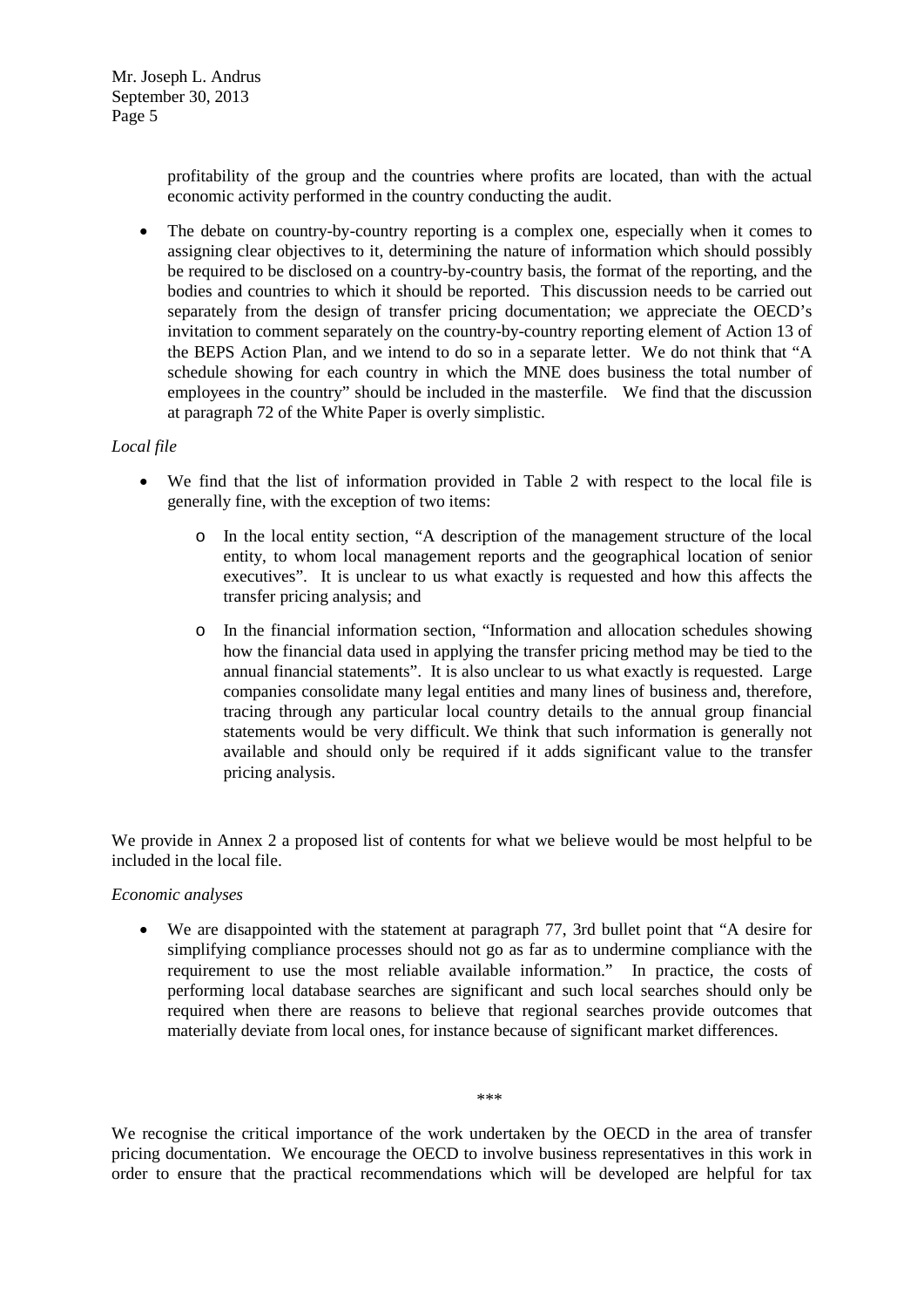profitability of the group and the countries where profits are located, than with the actual economic activity performed in the country conducting the audit.

- The debate on country-by-country reporting is a complex one, especially when it comes to assigning clear objectives to it, determining the nature of information which should possibly be required to be disclosed on a country-by-country basis, the format of the reporting, and the bodies and countries to which it should be reported. This discussion needs to be carried out separately from the design of transfer pricing documentation; we appreciate the OECD's invitation to comment separately on the country-by-country reporting element of Action 13 of the BEPS Action Plan, and we intend to do so in a separate letter. We do not think that "A schedule showing for each country in which the MNE does business the total number of employees in the country" should be included in the masterfile. We find that the discussion at paragraph 72 of the White Paper is overly simplistic.

*Local file*

- We find that the list of information provided in Table 2 with respect to the local file is generally fine, with the exception of two items:
    - In the local entity section, "A description of the management structure of the local entity, to whom local management reports and the geographical location of senior executives". It is unclear to us what exactly is requested and how this affects the transfer pricing analysis; and
    - In the financial information section, "Information and allocation schedules showing how the financial data used in applying the transfer pricing method may be tied to the annual financial statements". It is also unclear to us what exactly is requested. Large companies consolidate many legal entities and many lines of business and, therefore, tracing through any particular local country details to the annual group financial statements would be very difficult. We think that such information is generally not available and should only be required if it adds significant value to the transfer pricing analysis.

We provide in Annex 2 a proposed list of contents for what we believe would be most helpful to be included in the local file.

*Economic analyses*

- We are disappointed with the statement at paragraph 77, 3rd bullet point that "A desire for simplifying compliance processes should not go as far as to undermine compliance with the requirement to use the most reliable available information." In practice, the costs of performing local database searches are significant and such local searches should only be required when there are reasons to believe that regional searches provide outcomes that materially deviate from local ones, for instance because of significant market differences.

\*\*\*

We recognise the critical importance of the work undertaken by the OECD in the area of transfer pricing documentation. We encourage the OECD to involve business representatives in this work in order to ensure that the practical recommendations which will be developed are helpful for tax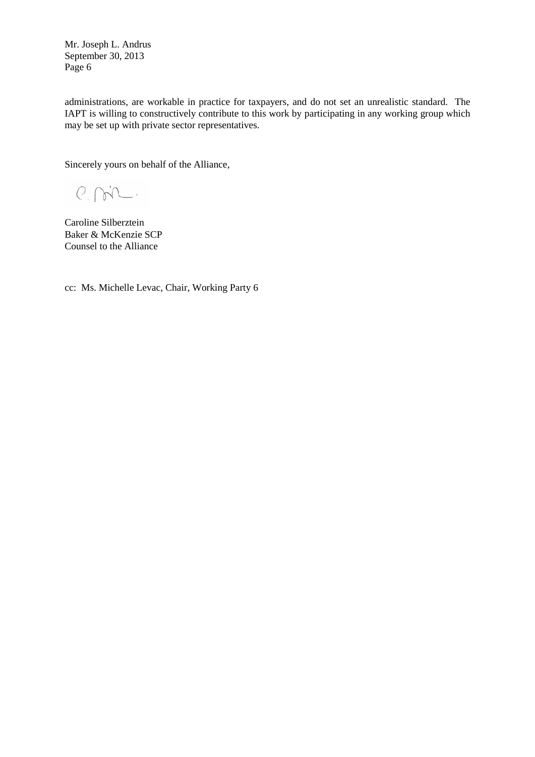administrations, are workable in practice for taxpayers, and do not set an unrealistic standard. The IAPT is willing to constructively contribute to this work by participating in any working group which may be set up with private sector representatives.

Sincerely yours on behalf of the Alliance,

Caroline Silberztein
Baker & McKenzie SCP
Counsel to the Alliance

cc: Ms. Michelle Levac, Chair, Working Party 6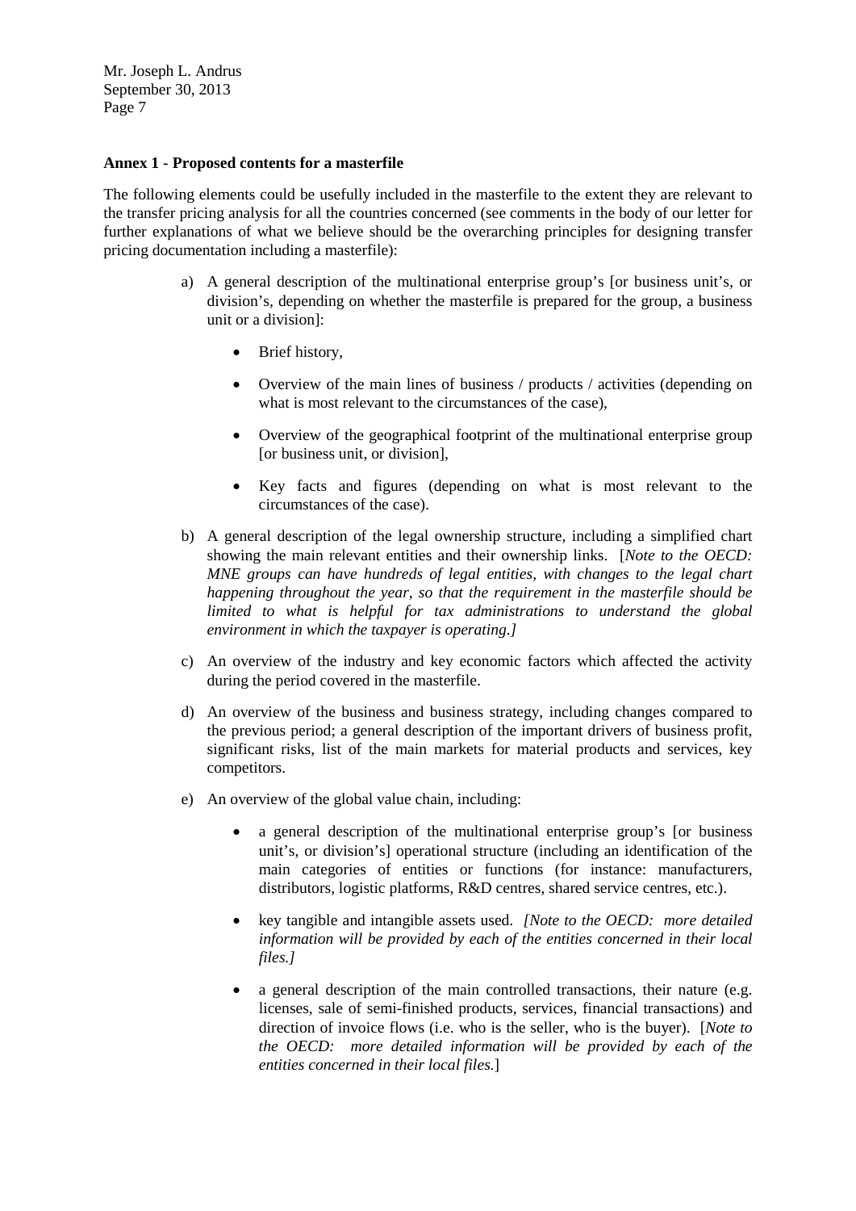**Annex 1 - Proposed contents for a masterfile**

The following elements could be usefully included in the masterfile to the extent they are relevant to the transfer pricing analysis for all the countries concerned (see comments in the body of our letter for further explanations of what we believe should be the overarching principles for designing transfer pricing documentation including a masterfile):

a) A general description of the multinational enterprise group's [or business unit's, or division's, depending on whether the masterfile is prepared for the group, a business unit or a division]:

   - Brief history,
   - Overview of the main lines of business / products / activities (depending on what is most relevant to the circumstances of the case),
   - Overview of the geographical footprint of the multinational enterprise group [or business unit, or division],
   - Key facts and figures (depending on what is most relevant to the circumstances of the case).

b) A general description of the legal ownership structure, including a simplified chart showing the main relevant entities and their ownership links. [*Note to the OECD: MNE groups can have hundreds of legal entities, with changes to the legal chart happening throughout the year, so that the requirement in the masterfile should be limited to what is helpful for tax administrations to understand the global environment in which the taxpayer is operating.]*

c) An overview of the industry and key economic factors which affected the activity during the period covered in the masterfile.

d) An overview of the business and business strategy, including changes compared to the previous period; a general description of the important drivers of business profit, significant risks, list of the main markets for material products and services, key competitors.

e) An overview of the global value chain, including:

   - a general description of the multinational enterprise group's [or business unit's, or division's] operational structure (including an identification of the main categories of entities or functions (for instance: manufacturers, distributors, logistic platforms, R&D centres, shared service centres, etc.).
   - key tangible and intangible assets used. *[Note to the OECD: more detailed information will be provided by each of the entities concerned in their local files.]*
   - a general description of the main controlled transactions, their nature (e.g. licenses, sale of semi-finished products, services, financial transactions) and direction of invoice flows (i.e. who is the seller, who is the buyer). [*Note to the OECD: more detailed information will be provided by each of the entities concerned in their local files.*]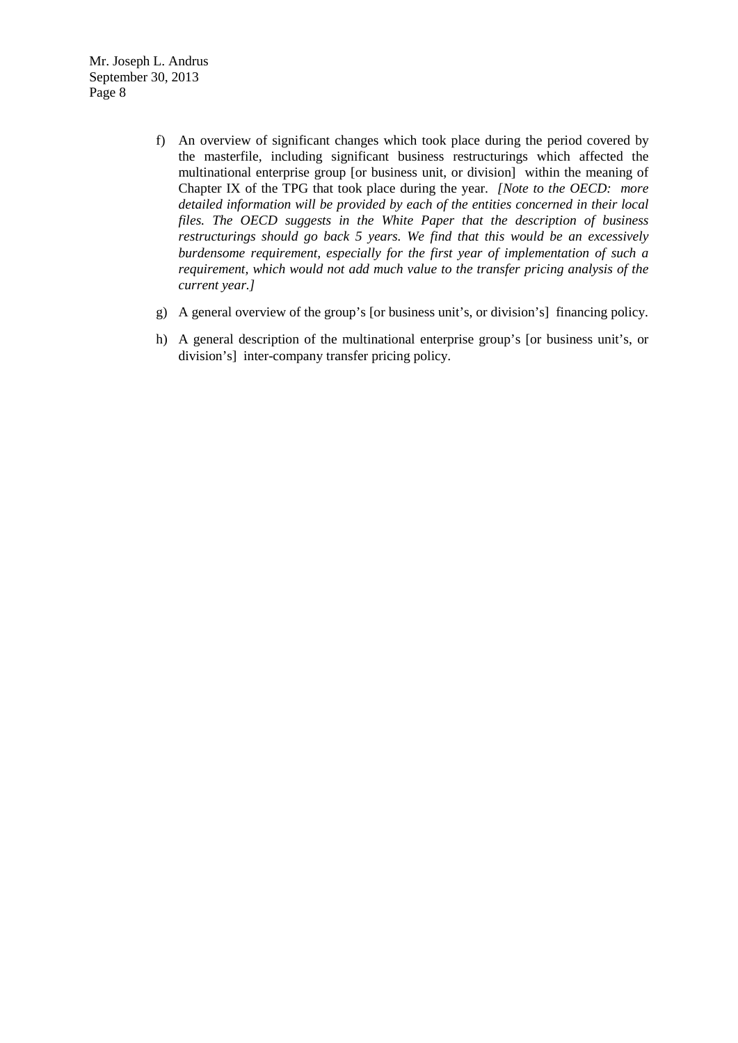f) An overview of significant changes which took place during the period covered by the masterfile, including significant business restructurings which affected the multinational enterprise group [or business unit, or division] within the meaning of Chapter IX of the TPG that took place during the year. *[Note to the OECD: more detailed information will be provided by each of the entities concerned in their local files. The OECD suggests in the White Paper that the description of business restructurings should go back 5 years. We find that this would be an excessively burdensome requirement, especially for the first year of implementation of such a requirement, which would not add much value to the transfer pricing analysis of the current year.]*

g) A general overview of the group's [or business unit's, or division's] financing policy.

h) A general description of the multinational enterprise group's [or business unit's, or division's] inter-company transfer pricing policy.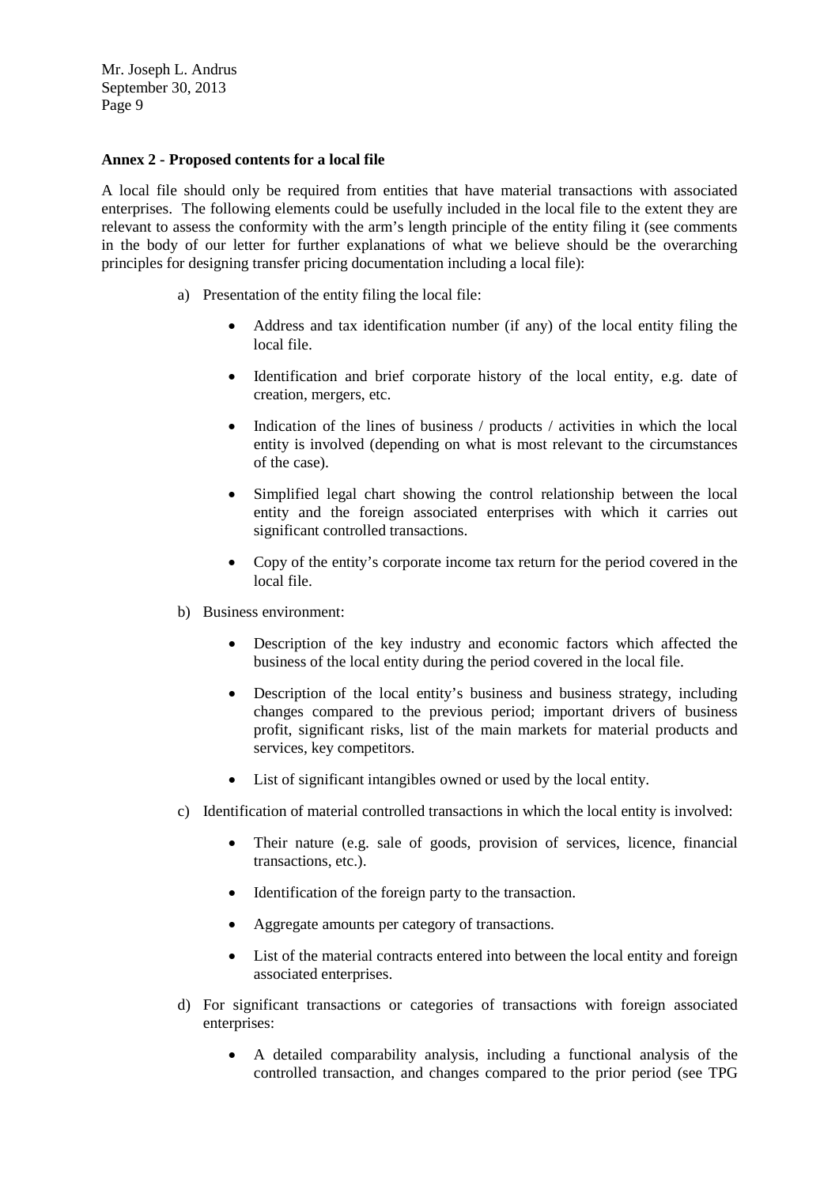**Annex 2 - Proposed contents for a local file**

A local file should only be required from entities that have material transactions with associated enterprises. The following elements could be usefully included in the local file to the extent they are relevant to assess the conformity with the arm's length principle of the entity filing it (see comments in the body of our letter for further explanations of what we believe should be the overarching principles for designing transfer pricing documentation including a local file):

a) Presentation of the entity filing the local file:

   - Address and tax identification number (if any) of the local entity filing the local file.
   - Identification and brief corporate history of the local entity, e.g. date of creation, mergers, etc.
   - Indication of the lines of business / products / activities in which the local entity is involved (depending on what is most relevant to the circumstances of the case).
   - Simplified legal chart showing the control relationship between the local entity and the foreign associated enterprises with which it carries out significant controlled transactions.
   - Copy of the entity's corporate income tax return for the period covered in the local file.

b) Business environment:

   - Description of the key industry and economic factors which affected the business of the local entity during the period covered in the local file.
   - Description of the local entity's business and business strategy, including changes compared to the previous period; important drivers of business profit, significant risks, list of the main markets for material products and services, key competitors.
   - List of significant intangibles owned or used by the local entity.

c) Identification of material controlled transactions in which the local entity is involved:

   - Their nature (e.g. sale of goods, provision of services, licence, financial transactions, etc.).
   - Identification of the foreign party to the transaction.
   - Aggregate amounts per category of transactions.
   - List of the material contracts entered into between the local entity and foreign associated enterprises.

d) For significant transactions or categories of transactions with foreign associated enterprises:

   - A detailed comparability analysis, including a functional analysis of the controlled transaction, and changes compared to the prior period (see TPG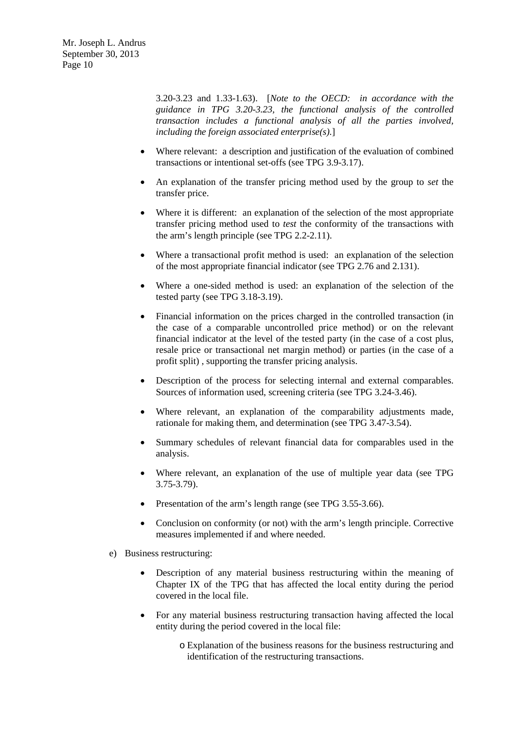3.20-3.23 and 1.33-1.63). [*Note to the OECD: in accordance with the guidance in TPG 3.20-3.23, the functional analysis of the controlled transaction includes a functional analysis of all the parties involved, including the foreign associated enterprise(s).*]

- Where relevant: a description and justification of the evaluation of combined transactions or intentional set-offs (see TPG 3.9-3.17).
- An explanation of the transfer pricing method used by the group to *set* the transfer price.
- Where it is different: an explanation of the selection of the most appropriate transfer pricing method used to *test* the conformity of the transactions with the arm's length principle (see TPG 2.2-2.11).
- Where a transactional profit method is used: an explanation of the selection of the most appropriate financial indicator (see TPG 2.76 and 2.131).
- Where a one-sided method is used: an explanation of the selection of the tested party (see TPG 3.18-3.19).
- Financial information on the prices charged in the controlled transaction (in the case of a comparable uncontrolled price method) or on the relevant financial indicator at the level of the tested party (in the case of a cost plus, resale price or transactional net margin method) or parties (in the case of a profit split) , supporting the transfer pricing analysis.
- Description of the process for selecting internal and external comparables. Sources of information used, screening criteria (see TPG 3.24-3.46).
- Where relevant, an explanation of the comparability adjustments made, rationale for making them, and determination (see TPG 3.47-3.54).
- Summary schedules of relevant financial data for comparables used in the analysis.
- Where relevant, an explanation of the use of multiple year data (see TPG 3.75-3.79).
- Presentation of the arm's length range (see TPG 3.55-3.66).
- Conclusion on conformity (or not) with the arm's length principle. Corrective measures implemented if and where needed.

e) Business restructuring:

- Description of any material business restructuring within the meaning of Chapter IX of the TPG that has affected the local entity during the period covered in the local file.
- For any material business restructuring transaction having affected the local entity during the period covered in the local file:
  - Explanation of the business reasons for the business restructuring and identification of the restructuring transactions.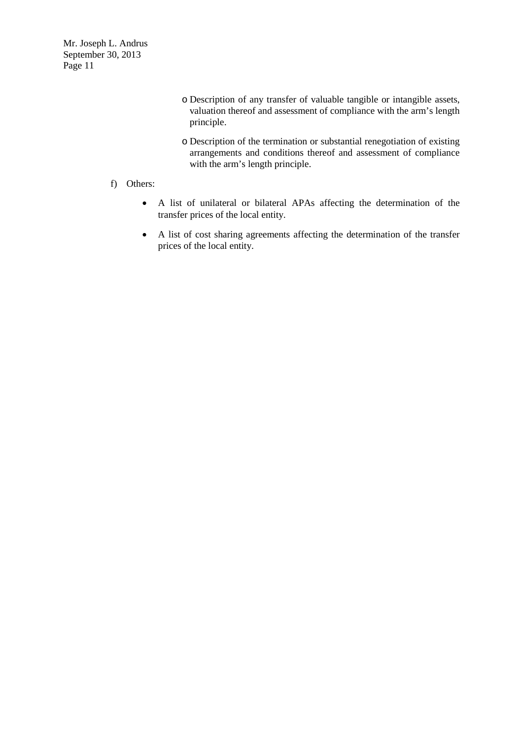- Description of any transfer of valuable tangible or intangible assets, valuation thereof and assessment of compliance with the arm's length principle.

    - Description of the termination or substantial renegotiation of existing arrangements and conditions thereof and assessment of compliance with the arm's length principle.

f) Others:

   - A list of unilateral or bilateral APAs affecting the determination of the transfer prices of the local entity.

   - A list of cost sharing agreements affecting the determination of the transfer prices of the local entity.